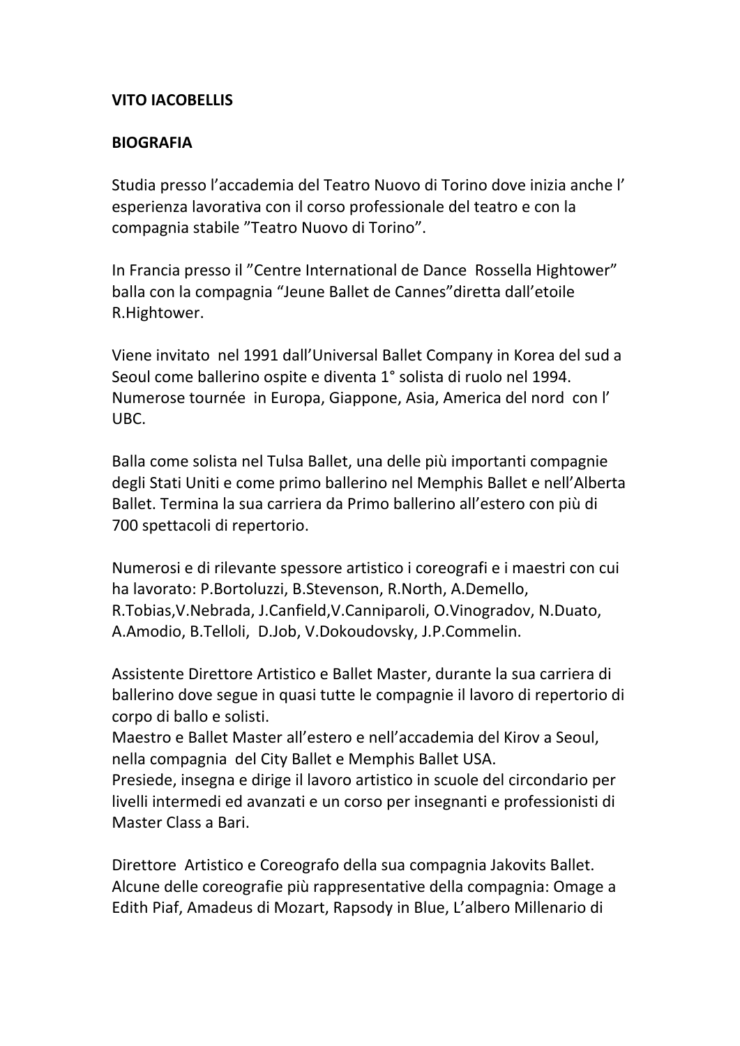**VITO IACOBELLIS**

**BIOGRAFIA**

Studia presso l'accademia del Teatro Nuovo di Torino dove inizia anche l' esperienza lavorativa con il corso professionale del teatro e con la compagnia stabile "Teatro Nuovo di Torino".

In Francia presso il "Centre International de Dance Rossella Hightower" balla con la compagnia "Jeune Ballet de Cannes"diretta dall'etoile R.Hightower.

Viene invitato nel 1991 dall'Universal Ballet Company in Korea del sud a Seoul come ballerino ospite e diventa 1° solista di ruolo nel 1994. Numerose tournée in Europa, Giappone, Asia, America del nord con l' UBC.

Balla come solista nel Tulsa Ballet, una delle più importanti compagnie degli Stati Uniti e come primo ballerino nel Memphis Ballet e nell'Alberta Ballet. Termina la sua carriera da Primo ballerino all'estero con più di 700 spettacoli di repertorio.

Numerosi e di rilevante spessore artistico i coreografi e i maestri con cui ha lavorato: P.Bortoluzzi, B.Stevenson, R.North, A.Demello, R.Tobias,V.Nebrada, J.Canfield,V.Canniparoli, O.Vinogradov, N.Duato, A.Amodio, B.Telloli, D.Job, V.Dokoudovsky, J.P.Commelin.

Assistente Direttore Artistico e Ballet Master, durante la sua carriera di ballerino dove segue in quasi tutte le compagnie il lavoro di repertorio di corpo di ballo e solisti.
Maestro e Ballet Master all'estero e nell'accademia del Kirov a Seoul, nella compagnia del City Ballet e Memphis Ballet USA.
Presiede, insegna e dirige il lavoro artistico in scuole del circondario per livelli intermedi ed avanzati e un corso per insegnanti e professionisti di Master Class a Bari.

Direttore Artistico e Coreografo della sua compagnia Jakovits Ballet. Alcune delle coreografie più rappresentative della compagnia: Omage a Edith Piaf, Amadeus di Mozart, Rapsody in Blue, L'albero Millenario di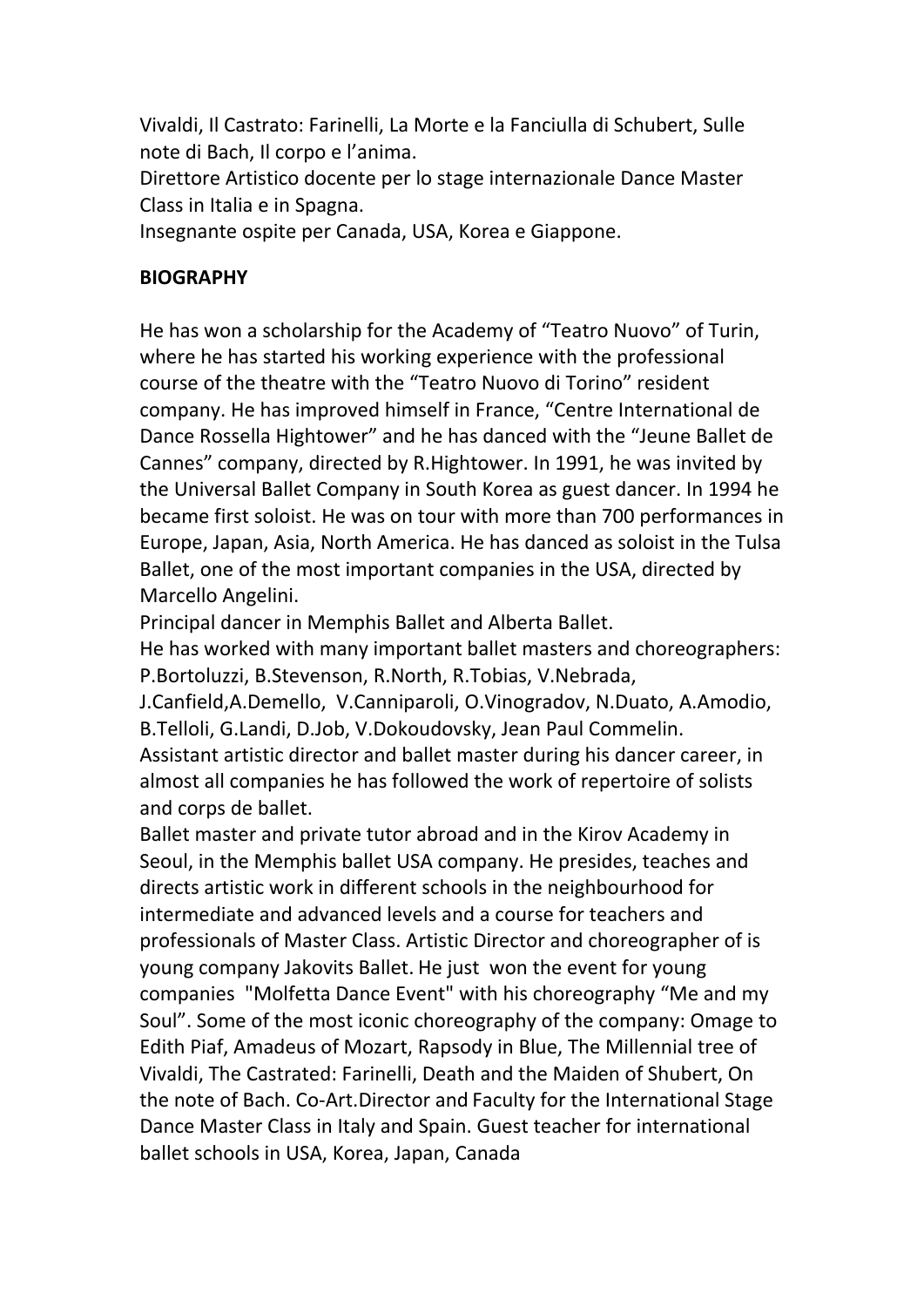Vivaldi, Il Castrato: Farinelli, La Morte e la Fanciulla di Schubert, Sulle note di Bach, Il corpo e l'anima.
Direttore Artistico docente per lo stage internazionale Dance Master Class in Italia e in Spagna.
Insegnante ospite per Canada, USA, Korea e Giappone.

**BIOGRAPHY**

He has won a scholarship for the Academy of "Teatro Nuovo" of Turin, where he has started his working experience with the professional course of the theatre with the "Teatro Nuovo di Torino" resident company. He has improved himself in France, "Centre International de Dance Rossella Hightower" and he has danced with the "Jeune Ballet de Cannes" company, directed by R.Hightower. In 1991, he was invited by the Universal Ballet Company in South Korea as guest dancer. In 1994 he became first soloist. He was on tour with more than 700 performances in Europe, Japan, Asia, North America. He has danced as soloist in the Tulsa Ballet, one of the most important companies in the USA, directed by Marcello Angelini.
Principal dancer in Memphis Ballet and Alberta Ballet.
He has worked with many important ballet masters and choreographers: P.Bortoluzzi, B.Stevenson, R.North, R.Tobias, V.Nebrada, J.Canfield,A.Demello, V.Canniparoli, O.Vinogradov, N.Duato, A.Amodio, B.Telloli, G.Landi, D.Job, V.Dokoudovsky, Jean Paul Commelin.
Assistant artistic director and ballet master during his dancer career, in almost all companies he has followed the work of repertoire of solists and corps de ballet.
Ballet master and private tutor abroad and in the Kirov Academy in Seoul, in the Memphis ballet USA company. He presides, teaches and directs artistic work in different schools in the neighbourhood for intermediate and advanced levels and a course for teachers and professionals of Master Class. Artistic Director and choreographer of is young company Jakovits Ballet. He just won the event for young companies "Molfetta Dance Event" with his choreography "Me and my Soul". Some of the most iconic choreography of the company: Omage to Edith Piaf, Amadeus of Mozart, Rapsody in Blue, The Millennial tree of Vivaldi, The Castrated: Farinelli, Death and the Maiden of Shubert, On the note of Bach. Co-Art.Director and Faculty for the International Stage Dance Master Class in Italy and Spain. Guest teacher for international ballet schools in USA, Korea, Japan, Canada